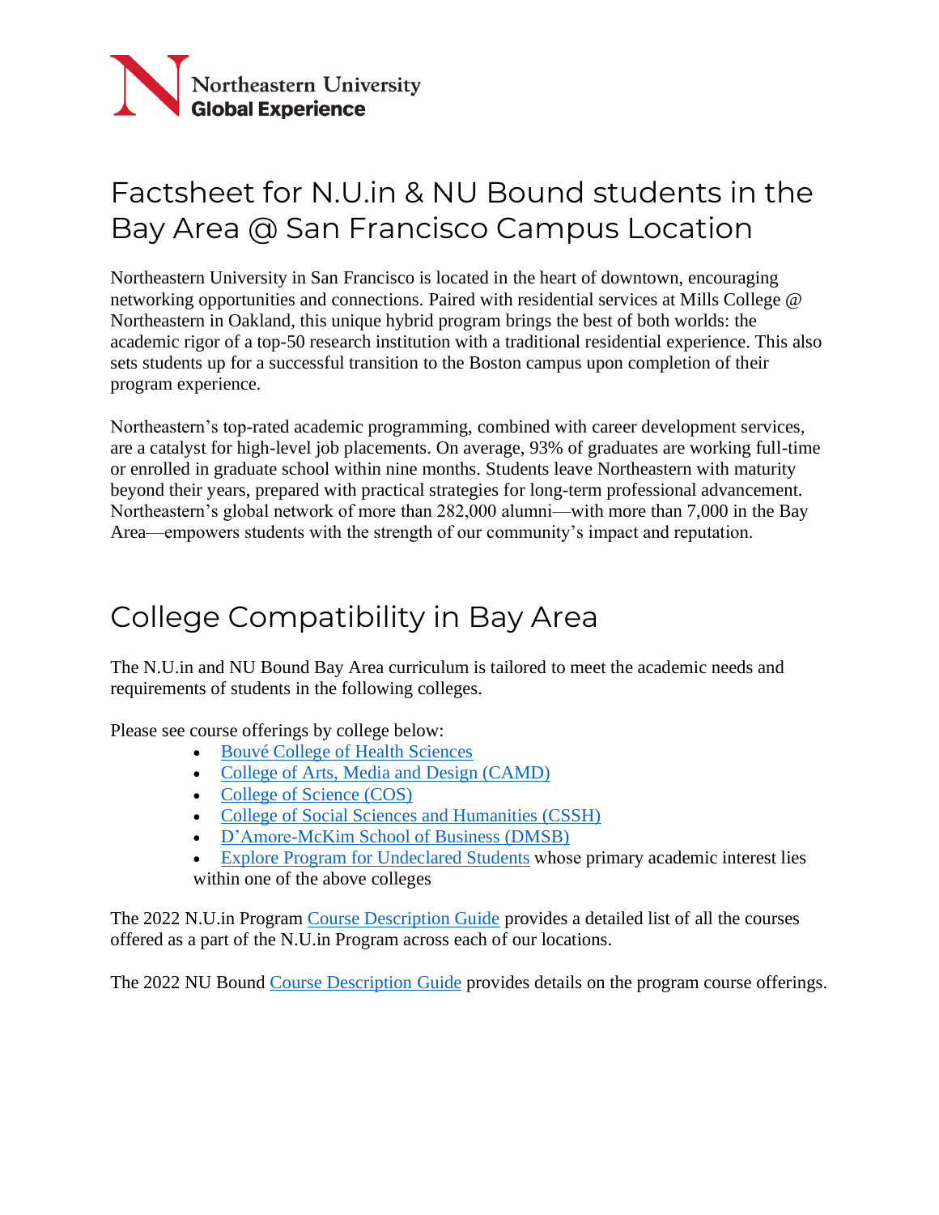Northeastern University
Global Experience

# Factsheet for N.U.in & NU Bound students in the Bay Area @ San Francisco Campus Location

Northeastern University in San Francisco is located in the heart of downtown, encouraging networking opportunities and connections. Paired with residential services at Mills College @ Northeastern in Oakland, this unique hybrid program brings the best of both worlds: the academic rigor of a top-50 research institution with a traditional residential experience. This also sets students up for a successful transition to the Boston campus upon completion of their program experience.

Northeastern's top-rated academic programming, combined with career development services, are a catalyst for high-level job placements. On average, 93% of graduates are working full-time or enrolled in graduate school within nine months. Students leave Northeastern with maturity beyond their years, prepared with practical strategies for long-term professional advancement. Northeastern's global network of more than 282,000 alumni—with more than 7,000 in the Bay Area—empowers students with the strength of our community's impact and reputation.

# College Compatibility in Bay Area

The N.U.in and NU Bound Bay Area curriculum is tailored to meet the academic needs and requirements of students in the following colleges.

Please see course offerings by college below:

- Bouvé College of Health Sciences
- College of Arts, Media and Design (CAMD)
- College of Science (COS)
- College of Social Sciences and Humanities (CSSH)
- D'Amore-McKim School of Business (DMSB)
- Explore Program for Undeclared Students whose primary academic interest lies within one of the above colleges

The 2022 N.U.in Program Course Description Guide provides a detailed list of all the courses offered as a part of the N.U.in Program across each of our locations.

The 2022 NU Bound Course Description Guide provides details on the program course offerings.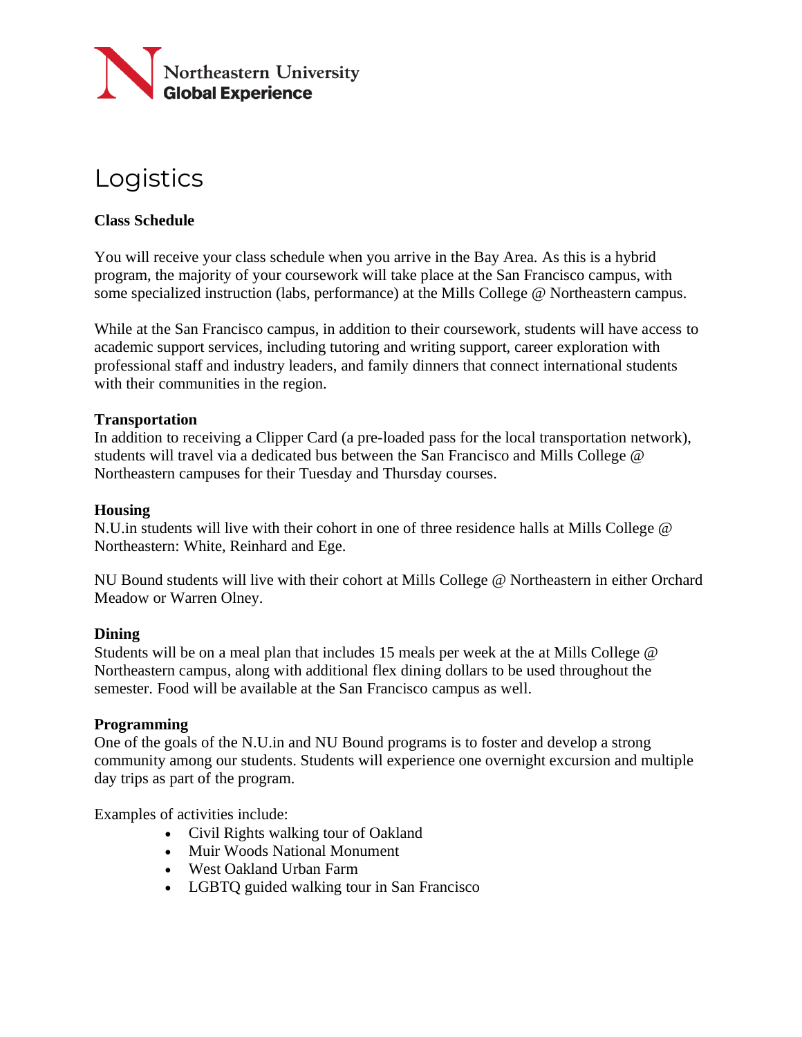Northeastern University
Global Experience

# Logistics

**Class Schedule**

You will receive your class schedule when you arrive in the Bay Area. As this is a hybrid program, the majority of your coursework will take place at the San Francisco campus, with some specialized instruction (labs, performance) at the Mills College @ Northeastern campus.

While at the San Francisco campus, in addition to their coursework, students will have access to academic support services, including tutoring and writing support, career exploration with professional staff and industry leaders, and family dinners that connect international students with their communities in the region.

**Transportation**

In addition to receiving a Clipper Card (a pre-loaded pass for the local transportation network), students will travel via a dedicated bus between the San Francisco and Mills College @ Northeastern campuses for their Tuesday and Thursday courses.

**Housing**

N.U.in students will live with their cohort in one of three residence halls at Mills College @ Northeastern: White, Reinhard and Ege.

NU Bound students will live with their cohort at Mills College @ Northeastern in either Orchard Meadow or Warren Olney.

**Dining**

Students will be on a meal plan that includes 15 meals per week at the at Mills College @ Northeastern campus, along with additional flex dining dollars to be used throughout the semester. Food will be available at the San Francisco campus as well.

**Programming**

One of the goals of the N.U.in and NU Bound programs is to foster and develop a strong community among our students. Students will experience one overnight excursion and multiple day trips as part of the program.

Examples of activities include:

- Civil Rights walking tour of Oakland
- Muir Woods National Monument
- West Oakland Urban Farm
- LGBTQ guided walking tour in San Francisco